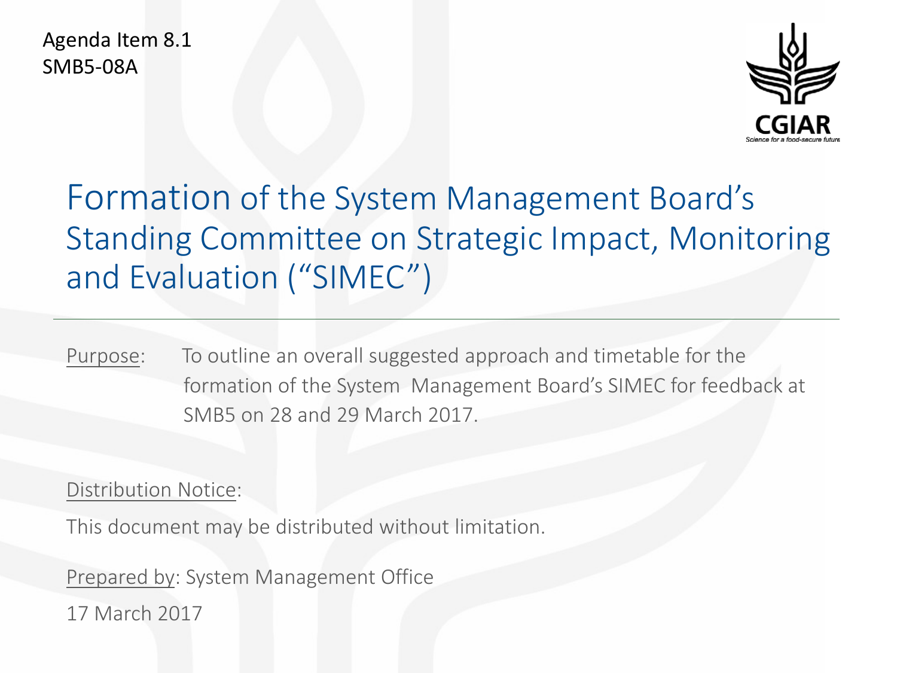Agenda Item 8.1
SMB5-08A

CGIAR
Science for a food-secure future

# Formation of the System Management Board's Standing Committee on Strategic Impact, Monitoring and Evaluation ("SIMEC")

Purpose: To outline an overall suggested approach and timetable for the formation of the System Management Board's SIMEC for feedback at SMB5 on 28 and 29 March 2017.

Distribution Notice:

This document may be distributed without limitation.

Prepared by: System Management Office

17 March 2017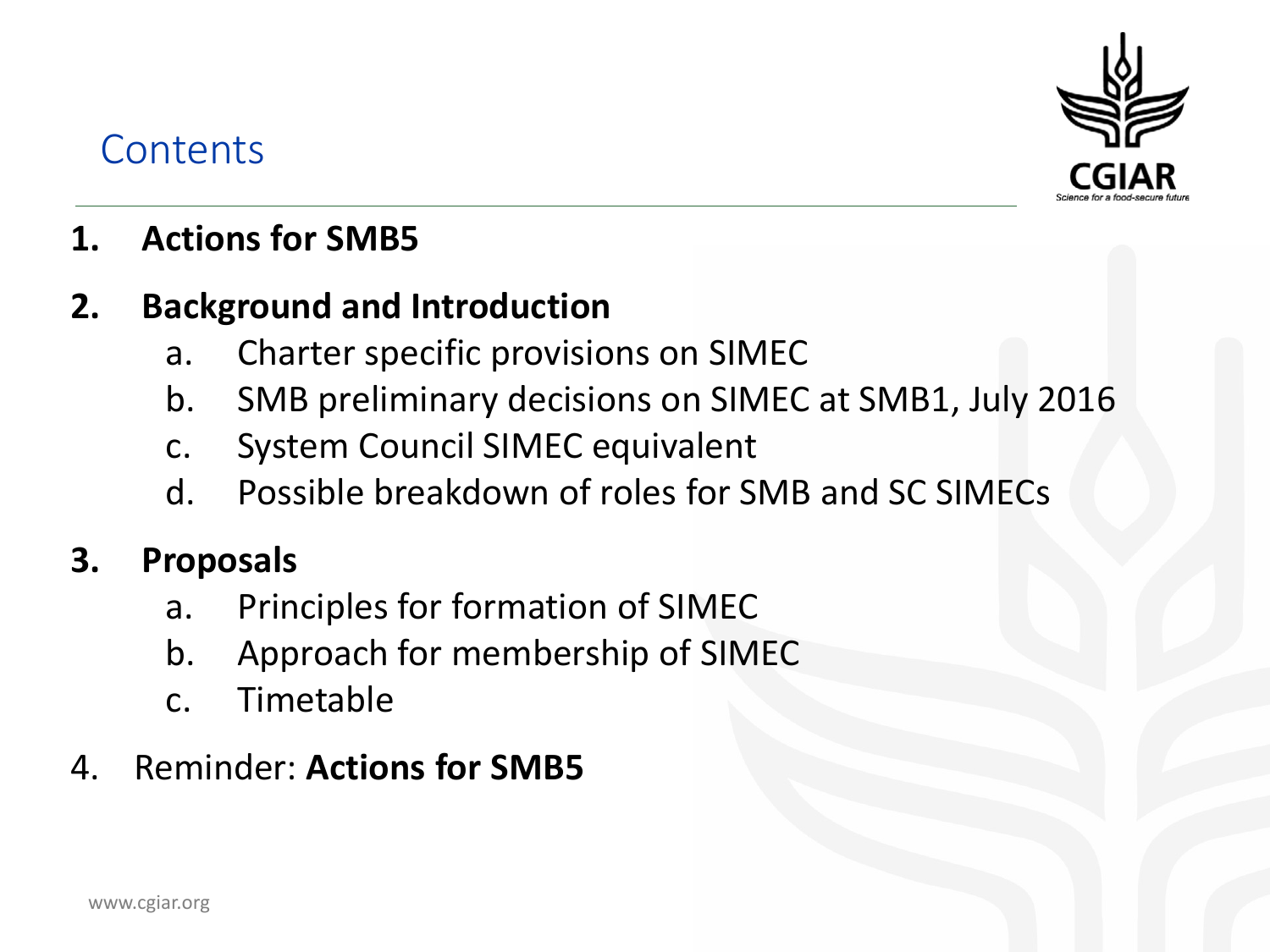# Contents

1. **Actions for SMB5**

2. **Background and Introduction**
    a. Charter specific provisions on SIMEC
    b. SMB preliminary decisions on SIMEC at SMB1, July 2016
    c. System Council SIMEC equivalent
    d. Possible breakdown of roles for SMB and SC SIMECs

3. **Proposals**
    a. Principles for formation of SIMEC
    b. Approach for membership of SIMEC
    c. Timetable

4. Reminder: **Actions for SMB5**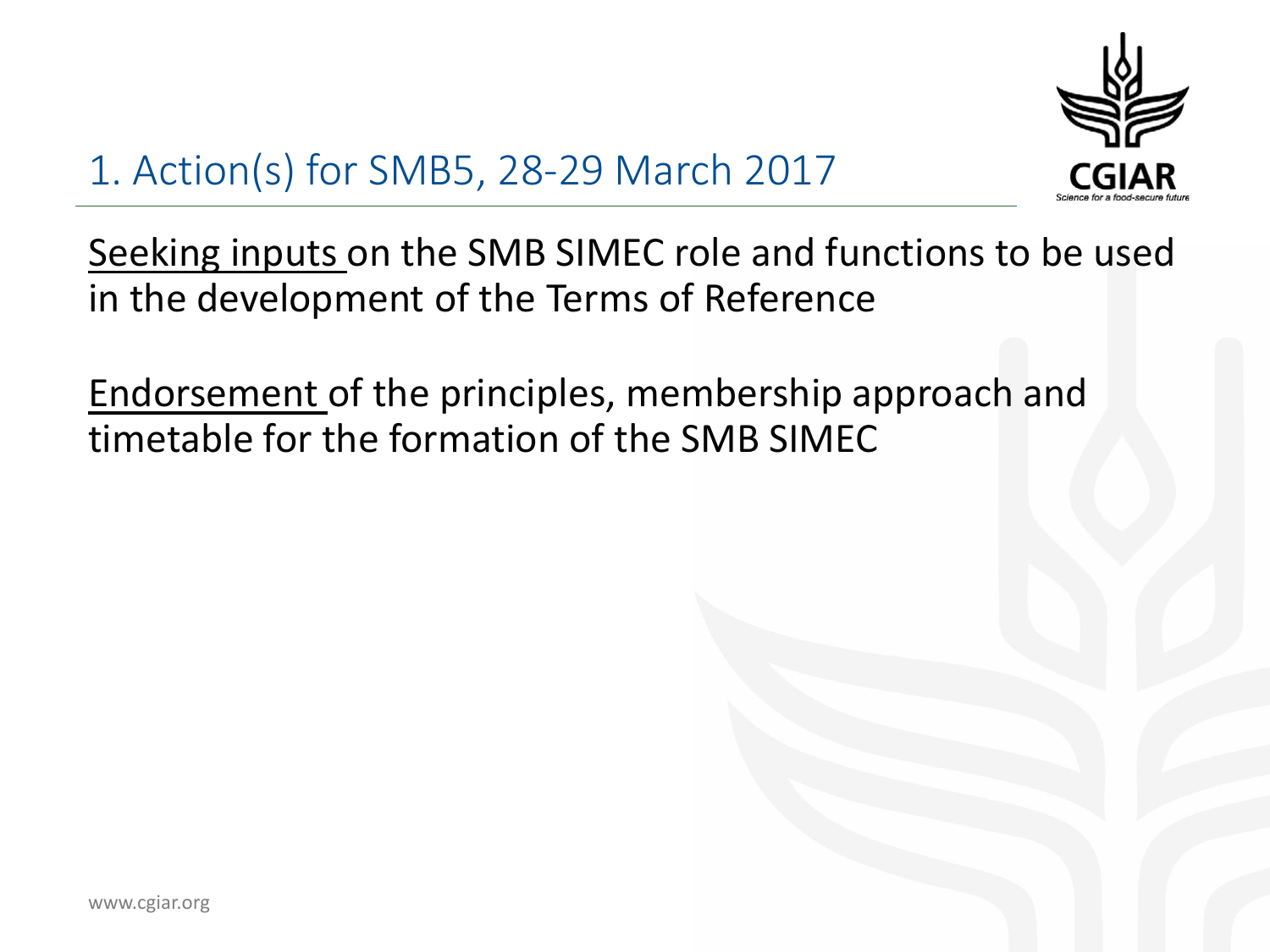# 1. Action(s) for SMB5, 28-29 March 2017

Seeking inputs on the SMB SIMEC role and functions to be used in the development of the Terms of Reference

Endorsement of the principles, membership approach and timetable for the formation of the SMB SIMEC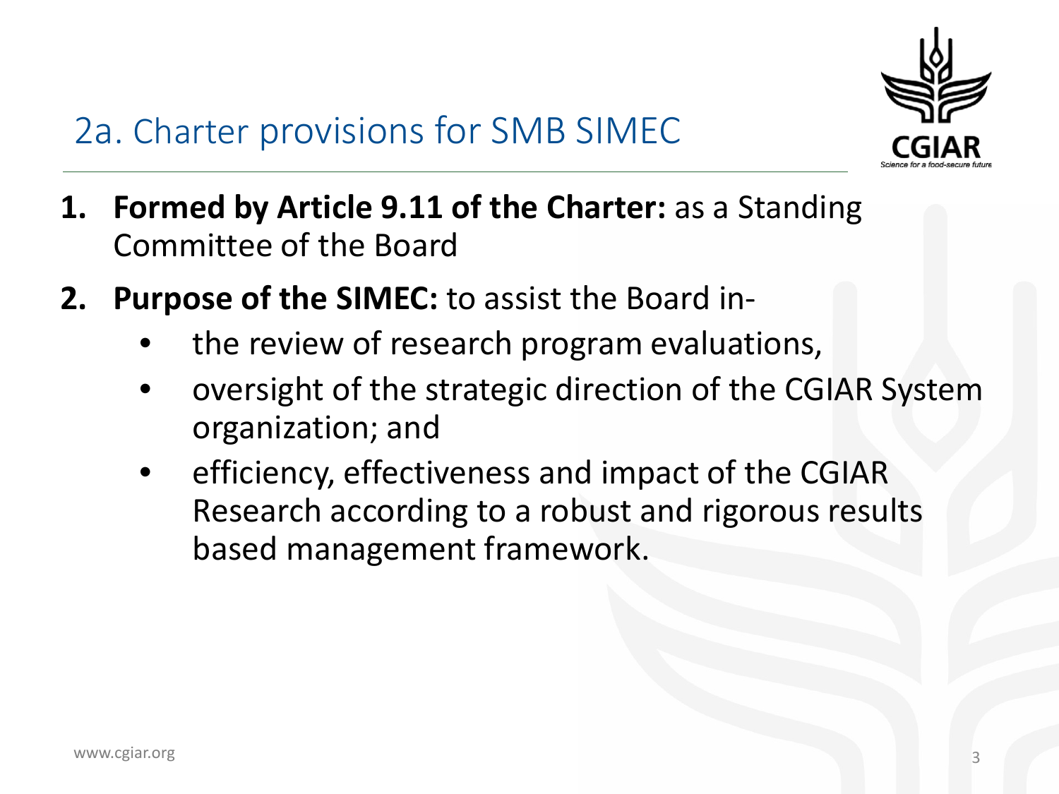## 2a. Charter provisions for SMB SIMEC

1. **Formed by Article 9.11 of the Charter:** as a Standing Committee of the Board
2. **Purpose of the SIMEC:** to assist the Board in-
   - the review of research program evaluations,
   - oversight of the strategic direction of the CGIAR System organization; and
   - efficiency, effectiveness and impact of the CGIAR Research according to a robust and rigorous results based management framework.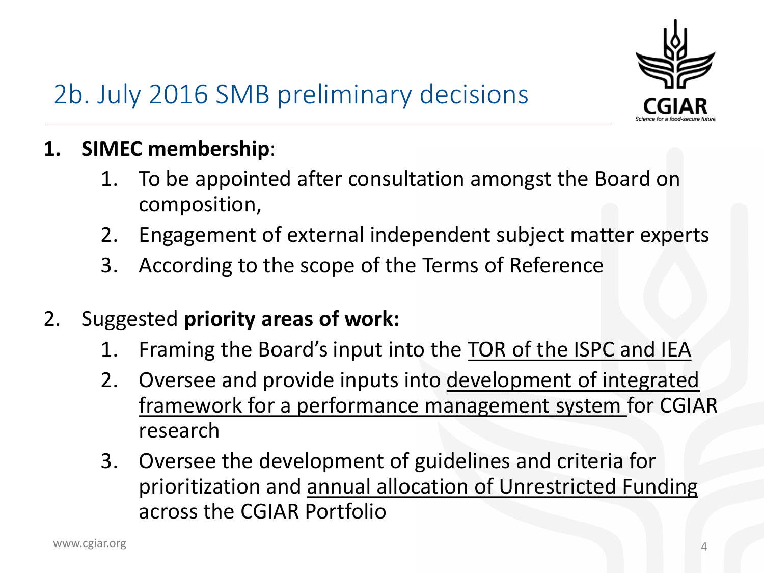# 2b. July 2016 SMB preliminary decisions

1. **SIMEC membership**:
    1. To be appointed after consultation amongst the Board on composition,
    2. Engagement of external independent subject matter experts
    3. According to the scope of the Terms of Reference

2. Suggested **priority areas of work:**
    1. Framing the Board's input into the TOR of the ISPC and IEA
    2. Oversee and provide inputs into development of integrated framework for a performance management system for CGIAR research
    3. Oversee the development of guidelines and criteria for prioritization and annual allocation of Unrestricted Funding across the CGIAR Portfolio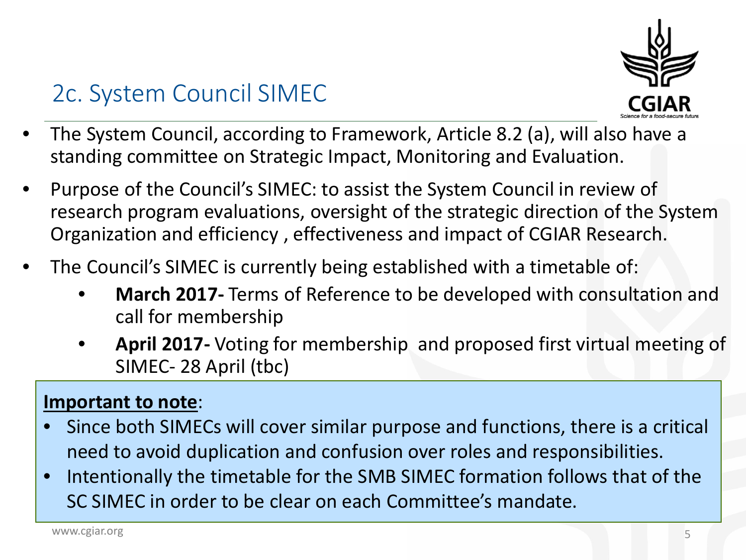## 2c. System Council SIMEC

- The System Council, according to Framework, Article 8.2 (a), will also have a standing committee on Strategic Impact, Monitoring and Evaluation.
- Purpose of the Council's SIMEC: to assist the System Council in review of research program evaluations, oversight of the strategic direction of the System Organization and efficiency , effectiveness and impact of CGIAR Research.
- The Council's SIMEC is currently being established with a timetable of:
  - **March 2017-** Terms of Reference to be developed with consultation and call for membership
  - **April 2017-** Voting for membership and proposed first virtual meeting of SIMEC- 28 April (tbc)

**Important to note**:

- Since both SIMECs will cover similar purpose and functions, there is a critical need to avoid duplication and confusion over roles and responsibilities.
- Intentionally the timetable for the SMB SIMEC formation follows that of the SC SIMEC in order to be clear on each Committee's mandate.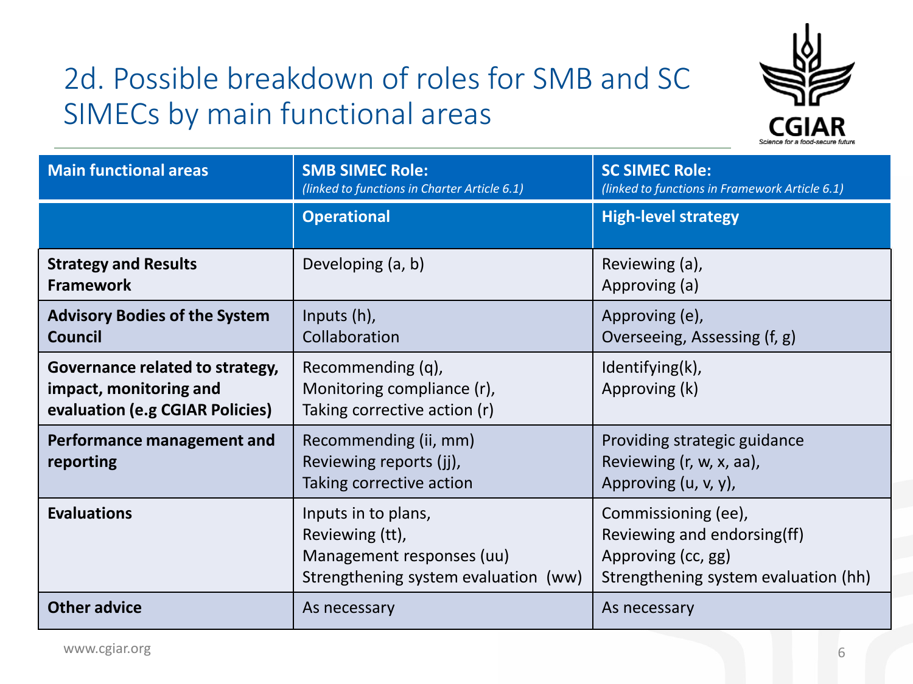# 2d. Possible breakdown of roles for SMB and SC SIMECs by main functional areas

| Main functional areas | SMB SIMEC Role: *(linked to functions in Charter Article 6.1)* | SC SIMEC Role: *(linked to functions in Framework Article 6.1)* |
|---|---|---|
| | **Operational** | **High-level strategy** |
| **Strategy and Results Framework** | Developing (a, b) | Reviewing (a),<br>Approving (a) |
| **Advisory Bodies of the System Council** | Inputs (h),<br>Collaboration | Approving (e),<br>Overseeing, Assessing (f, g) |
| **Governance related to strategy, impact, monitoring and evaluation (e.g CGIAR Policies)** | Recommending (q),<br>Monitoring compliance (r),<br>Taking corrective action (r) | Identifying(k),<br>Approving (k) |
| **Performance management and reporting** | Recommending (ii, mm)<br>Reviewing reports (jj),<br>Taking corrective action | Providing strategic guidance<br>Reviewing (r, w, x, aa),<br>Approving (u, v, y), |
| **Evaluations** | Inputs in to plans,<br>Reviewing (tt),<br>Management responses (uu)<br>Strengthening system evaluation (ww) | Commissioning (ee),<br>Reviewing and endorsing(ff)<br>Approving (cc, gg)<br>Strengthening system evaluation (hh) |
| **Other advice** | As necessary | As necessary |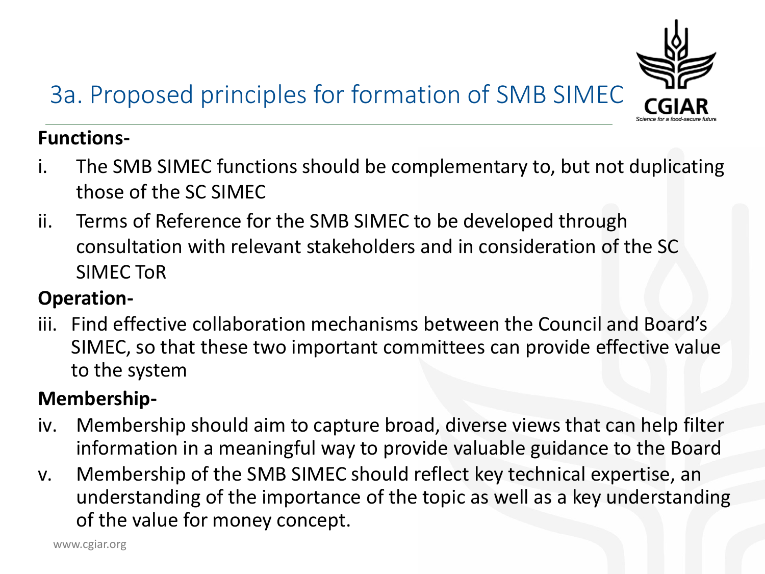# 3a. Proposed principles for formation of SMB SIMEC

**Functions-**

i. The SMB SIMEC functions should be complementary to, but not duplicating those of the SC SIMEC

ii. Terms of Reference for the SMB SIMEC to be developed through consultation with relevant stakeholders and in consideration of the SC SIMEC ToR

**Operation-**

iii. Find effective collaboration mechanisms between the Council and Board's SIMEC, so that these two important committees can provide effective value to the system

**Membership-**

iv. Membership should aim to capture broad, diverse views that can help filter information in a meaningful way to provide valuable guidance to the Board

v. Membership of the SMB SIMEC should reflect key technical expertise, an understanding of the importance of the topic as well as a key understanding of the value for money concept.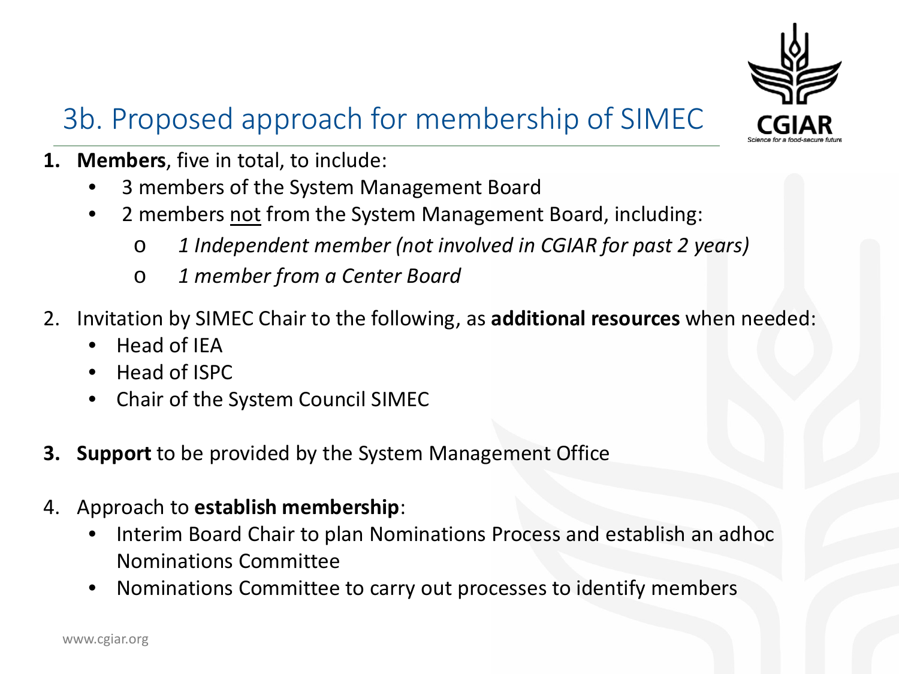# 3b. Proposed approach for membership of SIMEC

1. **Members**, five in total, to include:
   - 3 members of the System Management Board
   - 2 members not from the System Management Board, including:
     - *1 Independent member (not involved in CGIAR for past 2 years)*
     - *1 member from a Center Board*

2. Invitation by SIMEC Chair to the following, as **additional resources** when needed:
   - Head of IEA
   - Head of ISPC
   - Chair of the System Council SIMEC

3. **Support** to be provided by the System Management Office

4. Approach to **establish membership**:
   - Interim Board Chair to plan Nominations Process and establish an adhoc Nominations Committee
   - Nominations Committee to carry out processes to identify members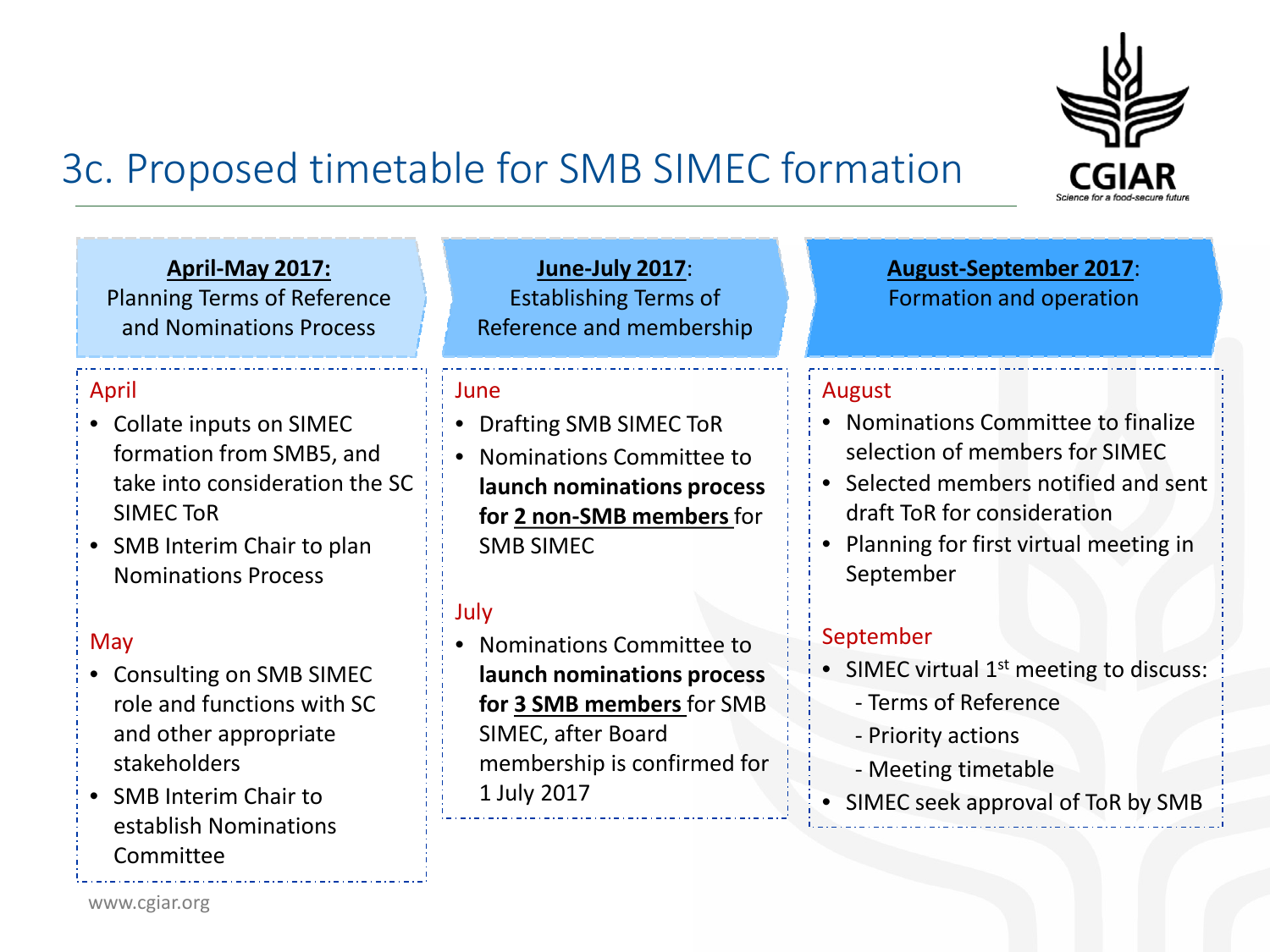# 3c. Proposed timetable for SMB SIMEC formation

## April-May 2017: Planning Terms of Reference and Nominations Process

**April**

- Collate inputs on SIMEC formation from SMB5, and take into consideration the SC SIMEC ToR
- SMB Interim Chair to plan Nominations Process

**May**

- Consulting on SMB SIMEC role and functions with SC and other appropriate stakeholders
- SMB Interim Chair to establish Nominations Committee

## June-July 2017: Establishing Terms of Reference and membership

**June**

- Drafting SMB SIMEC ToR
- Nominations Committee to **launch nominations process for 2 non-SMB members** for SMB SIMEC

**July**

- Nominations Committee to **launch nominations process for 3 SMB members** for SMB SIMEC, after Board membership is confirmed for 1 July 2017

## August-September 2017: Formation and operation

**August**

- Nominations Committee to finalize selection of members for SIMEC
- Selected members notified and sent draft ToR for consideration
- Planning for first virtual meeting in September

**September**

- SIMEC virtual 1st meeting to discuss:
  - Terms of Reference
  - Priority actions
  - Meeting timetable
- SIMEC seek approval of ToR by SMB

www.cgiar.org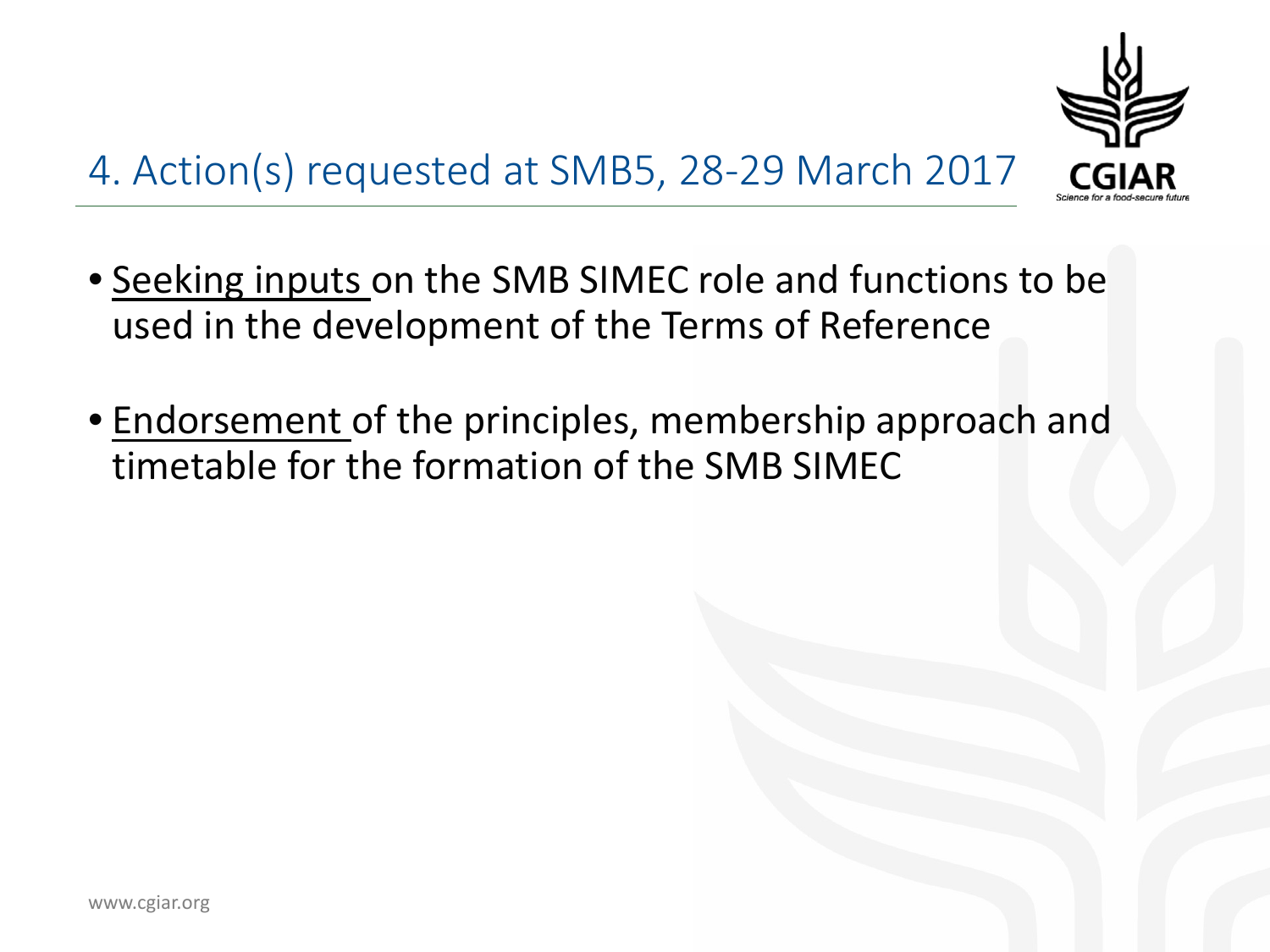# 4. Action(s) requested at SMB5, 28-29 March 2017

- <u>Seeking inputs</u> on the SMB SIMEC role and functions to be used in the development of the Terms of Reference
- <u>Endorsement</u> of the principles, membership approach and timetable for the formation of the SMB SIMEC